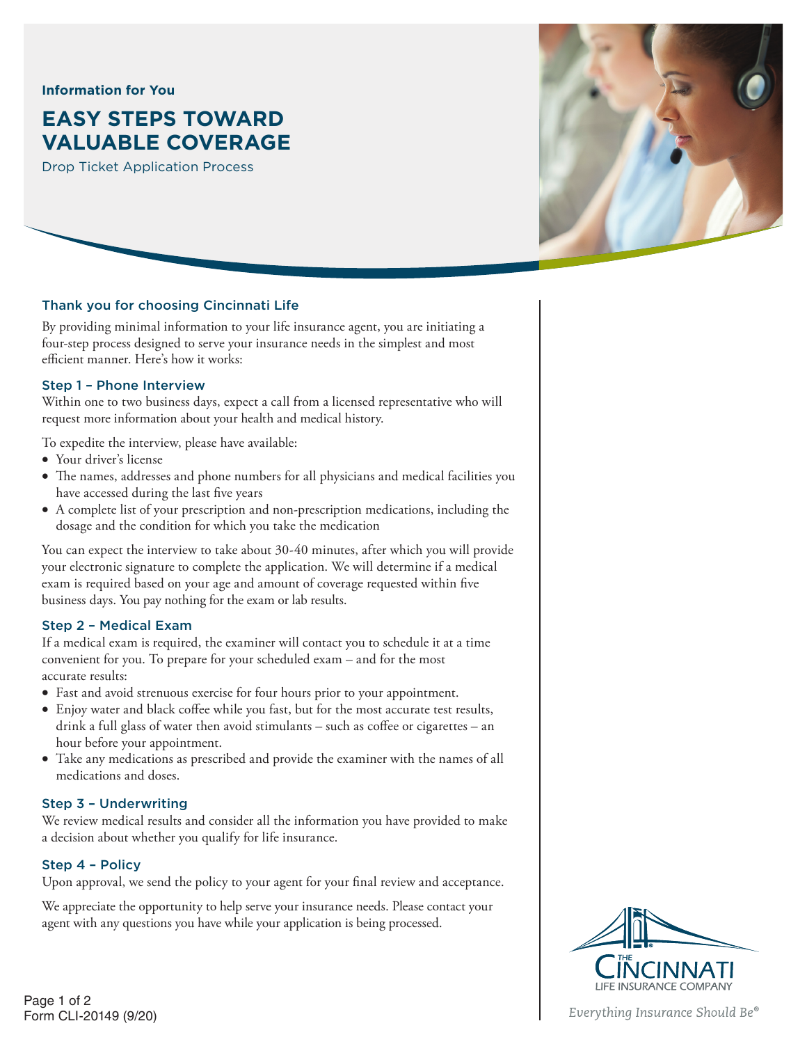Information for You

# EASY STEPS TOWARD VALUABLE COVERAGE

Drop Ticket Application Process

## Thank you for choosing Cincinnati Life

By providing minimal information to your life insurance agent, you are initiating a four-step process designed to serve your insurance needs in the simplest and most efficient manner. Here's how it works:

### Step 1 – Phone Interview

Within one to two business days, expect a call from a licensed representative who will request more information about your health and medical history.

To expedite the interview, please have available:

- Your driver's license
- The names, addresses and phone numbers for all physicians and medical facilities you have accessed during the last five years
- A complete list of your prescription and non-prescription medications, including the dosage and the condition for which you take the medication

You can expect the interview to take about 30-40 minutes, after which you will provide your electronic signature to complete the application. We will determine if a medical exam is required based on your age and amount of coverage requested within five business days. You pay nothing for the exam or lab results.

### Step 2 – Medical Exam

If a medical exam is required, the examiner will contact you to schedule it at a time convenient for you. To prepare for your scheduled exam – and for the most accurate results:

- Fast and avoid strenuous exercise for four hours prior to your appointment.
- Enjoy water and black coffee while you fast, but for the most accurate test results, drink a full glass of water then avoid stimulants – such as coffee or cigarettes – an hour before your appointment.
- Take any medications as prescribed and provide the examiner with the names of all medications and doses.

### Step 3 – Underwriting

We review medical results and consider all the information you have provided to make a decision about whether you qualify for life insurance.

### Step 4 – Policy

Upon approval, we send the policy to your agent for your final review and acceptance.

We appreciate the opportunity to help serve your insurance needs. Please contact your agent with any questions you have while your application is being processed.

THE CINCINNATI LIFE INSURANCE COMPANY

*Everything Insurance Should Be®*

Form CLI-20149 (9/20)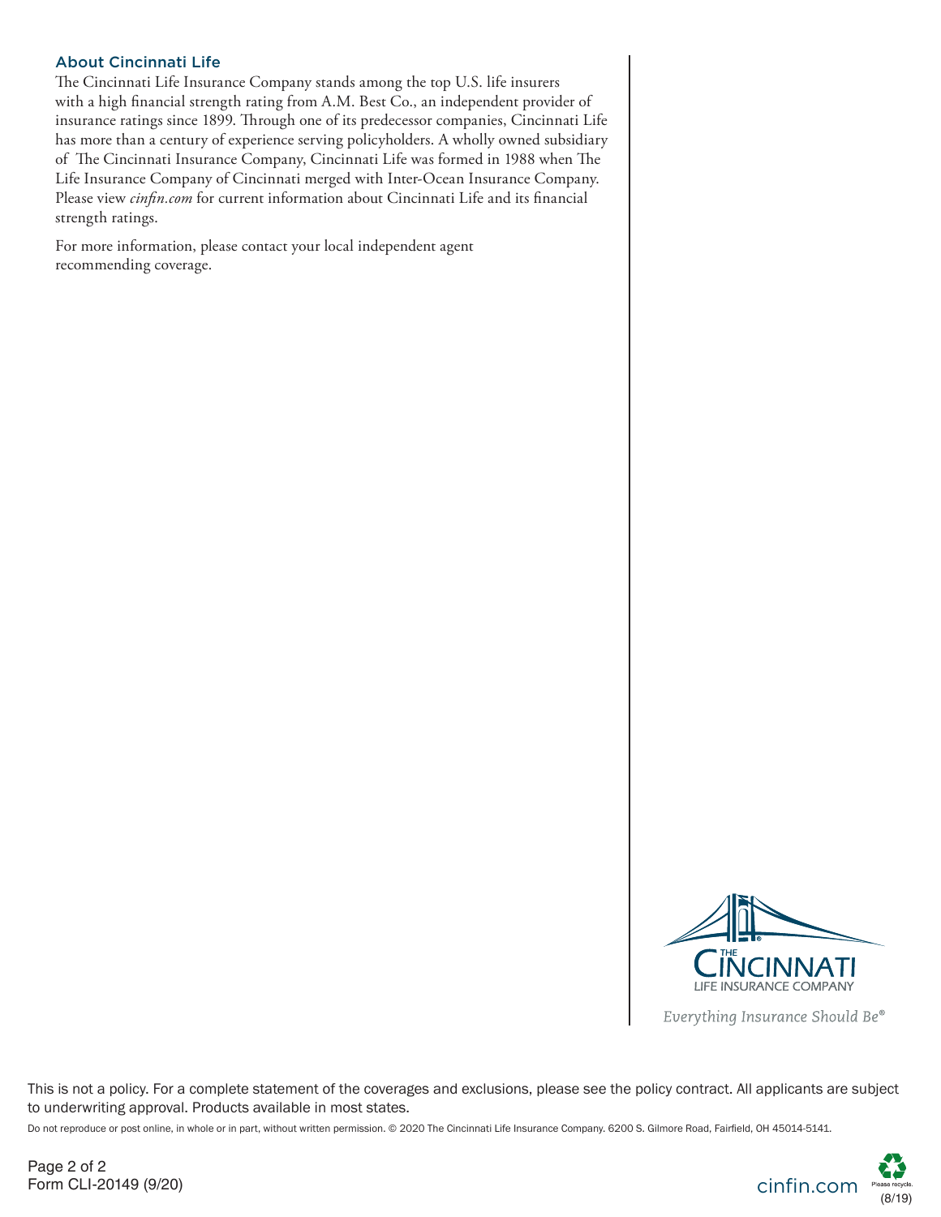## About Cincinnati Life

The Cincinnati Life Insurance Company stands among the top U.S. life insurers with a high financial strength rating from A.M. Best Co., an independent provider of insurance ratings since 1899. Through one of its predecessor companies, Cincinnati Life has more than a century of experience serving policyholders. A wholly owned subsidiary of The Cincinnati Insurance Company, Cincinnati Life was formed in 1988 when The Life Insurance Company of Cincinnati merged with Inter-Ocean Insurance Company. Please view *cinfin.com* for current information about Cincinnati Life and its financial strength ratings.

For more information, please contact your local independent agent recommending coverage.

THE CINCINNATI LIFE INSURANCE COMPANY

*Everything Insurance Should Be®*

This is not a policy. For a complete statement of the coverages and exclusions, please see the policy contract. All applicants are subject to underwriting approval. Products available in most states.

Do not reproduce or post online, in whole or in part, without written permission. © 2020 The Cincinnati Life Insurance Company. 6200 S. Gilmore Road, Fairfield, OH 45014-5141.

Form CLI-20149 (9/20)

cinfin.com

Please recycle. (8/19)